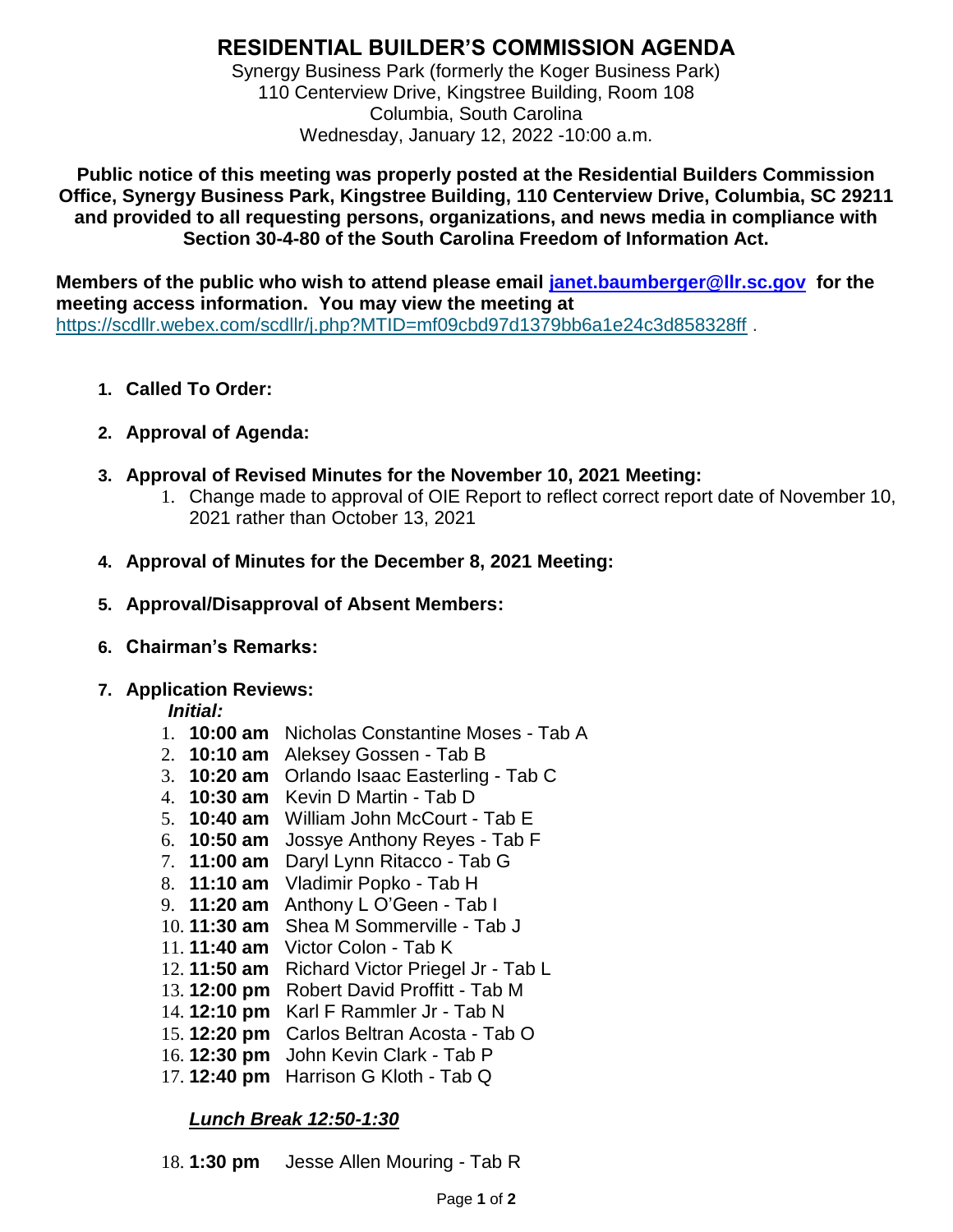# RESIDENTIAL BUILDER'S COMMISSION AGENDA

Synergy Business Park (formerly the Koger Business Park)
110 Centerview Drive, Kingstree Building, Room 108
Columbia, South Carolina
Wednesday, January 12, 2022 -10:00 a.m.

**Public notice of this meeting was properly posted at the Residential Builders Commission Office, Synergy Business Park, Kingstree Building, 110 Centerview Drive, Columbia, SC 29211 and provided to all requesting persons, organizations, and news media in compliance with Section 30-4-80 of the South Carolina Freedom of Information Act.**

**Members of the public who wish to attend please email [janet.baumberger@llr.sc.gov](mailto:janet.baumberger@llr.sc.gov) for the meeting access information. You may view the meeting at** https://scdllr.webex.com/scdllr/j.php?MTID=mf09cbd97d1379bb6a1e24c3d858328ff .

1. **Called To Order:**
2. **Approval of Agenda:**
3. **Approval of Revised Minutes for the November 10, 2021 Meeting:**
   1. Change made to approval of OIE Report to reflect correct report date of November 10, 2021 rather than October 13, 2021
4. **Approval of Minutes for the December 8, 2021 Meeting:**
5. **Approval/Disapproval of Absent Members:**
6. **Chairman's Remarks:**
7. **Application Reviews:**

   ***Initial:***

   1. **10:00 am** Nicholas Constantine Moses - Tab A
   2. **10:10 am** Aleksey Gossen - Tab B
   3. **10:20 am** Orlando Isaac Easterling - Tab C
   4. **10:30 am** Kevin D Martin - Tab D
   5. **10:40 am** William John McCourt - Tab E
   6. **10:50 am** Jossye Anthony Reyes - Tab F
   7. **11:00 am** Daryl Lynn Ritacco - Tab G
   8. **11:10 am** Vladimir Popko - Tab H
   9. **11:20 am** Anthony L O'Geen - Tab I
   10. **11:30 am** Shea M Sommerville - Tab J
   11. **11:40 am** Victor Colon - Tab K
   12. **11:50 am** Richard Victor Priegel Jr - Tab L
   13. **12:00 pm** Robert David Proffitt - Tab M
   14. **12:10 pm** Karl F Rammler Jr - Tab N
   15. **12:20 pm** Carlos Beltran Acosta - Tab O
   16. **12:30 pm** John Kevin Clark - Tab P
   17. **12:40 pm** Harrison G Kloth - Tab Q

   ***<u>Lunch Break 12:50-1:30</u>***

   18. **1:30 pm** Jesse Allen Mouring - Tab R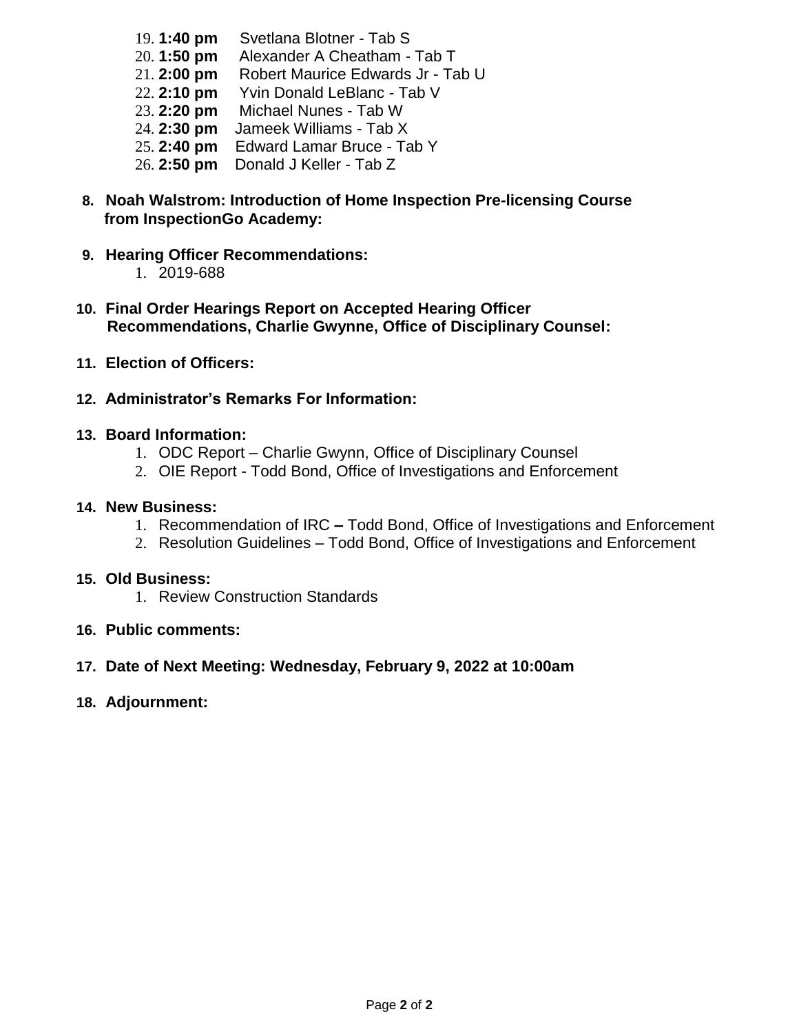19. **1:40 pm** Svetlana Blotner - Tab S
20. **1:50 pm** Alexander A Cheatham - Tab T
21. **2:00 pm** Robert Maurice Edwards Jr - Tab U
22. **2:10 pm** Yvin Donald LeBlanc - Tab V
23. **2:20 pm** Michael Nunes - Tab W
24. **2:30 pm** Jameek Williams - Tab X
25. **2:40 pm** Edward Lamar Bruce - Tab Y
26. **2:50 pm** Donald J Keller - Tab Z

**8. Noah Walstrom: Introduction of Home Inspection Pre-licensing Course from InspectionGo Academy:**

**9. Hearing Officer Recommendations:**

1. 2019-688

**10. Final Order Hearings Report on Accepted Hearing Officer Recommendations, Charlie Gwynne, Office of Disciplinary Counsel:**

**11. Election of Officers:**

**12. Administrator's Remarks For Information:**

**13. Board Information:**

1. ODC Report – Charlie Gwynn, Office of Disciplinary Counsel
2. OIE Report - Todd Bond, Office of Investigations and Enforcement

**14. New Business:**

1. Recommendation of IRC **–** Todd Bond, Office of Investigations and Enforcement
2. Resolution Guidelines – Todd Bond, Office of Investigations and Enforcement

**15. Old Business:**

1. Review Construction Standards

**16. Public comments:**

**17. Date of Next Meeting: Wednesday, February 9, 2022 at 10:00am**

**18. Adjournment:**